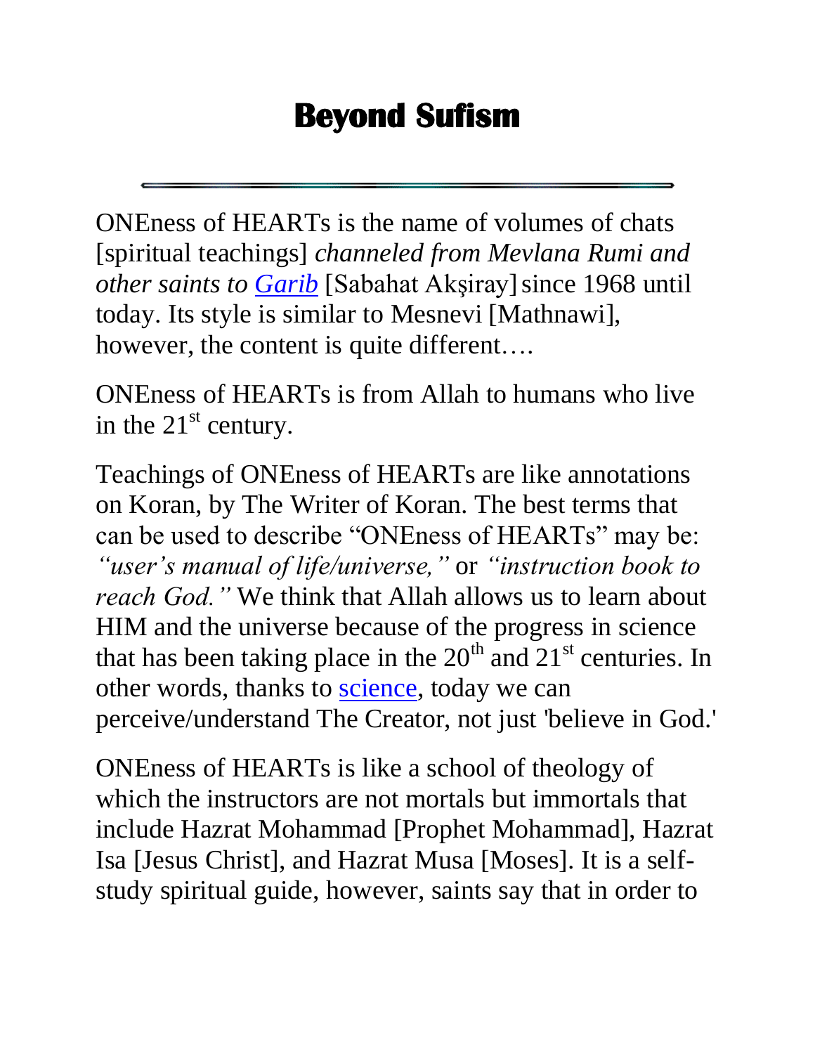# Beyond Sufism

ONEness of HEARTs is the name of volumes of chats [spiritual teachings] *channeled from Mevlana Rumi and other saints to Garib* [Sabahat Akşiray] since 1968 until today. Its style is similar to Mesnevi [Mathnawi], however, the content is quite different….

ONEness of HEARTs is from Allah to humans who live in the 21st century.

Teachings of ONEness of HEARTs are like annotations on Koran, by The Writer of Koran. The best terms that can be used to describe "ONEness of HEARTs" may be: *"user's manual of life/universe,"* or *"instruction book to reach God."* We think that Allah allows us to learn about HIM and the universe because of the progress in science that has been taking place in the 20th and 21st centuries. In other words, thanks to science, today we can perceive/understand The Creator, not just 'believe in God.'

ONEness of HEARTs is like a school of theology of which the instructors are not mortals but immortals that include Hazrat Mohammad [Prophet Mohammad], Hazrat Isa [Jesus Christ], and Hazrat Musa [Moses]. It is a self-study spiritual guide, however, saints say that in order to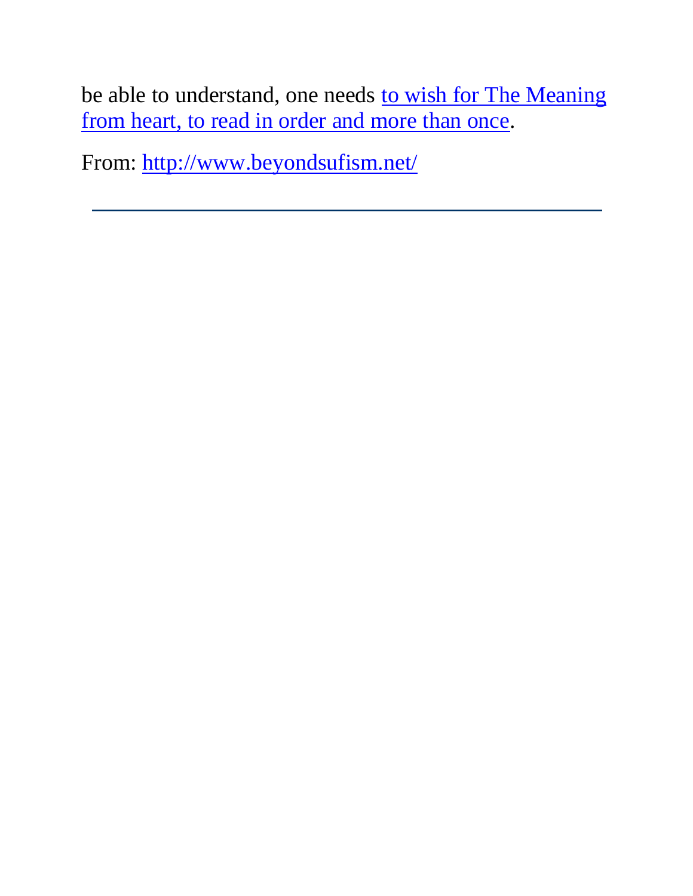be able to understand, one needs to wish for The Meaning from heart, to read in order and more than once.

From: http://www.beyondsufism.net/

---